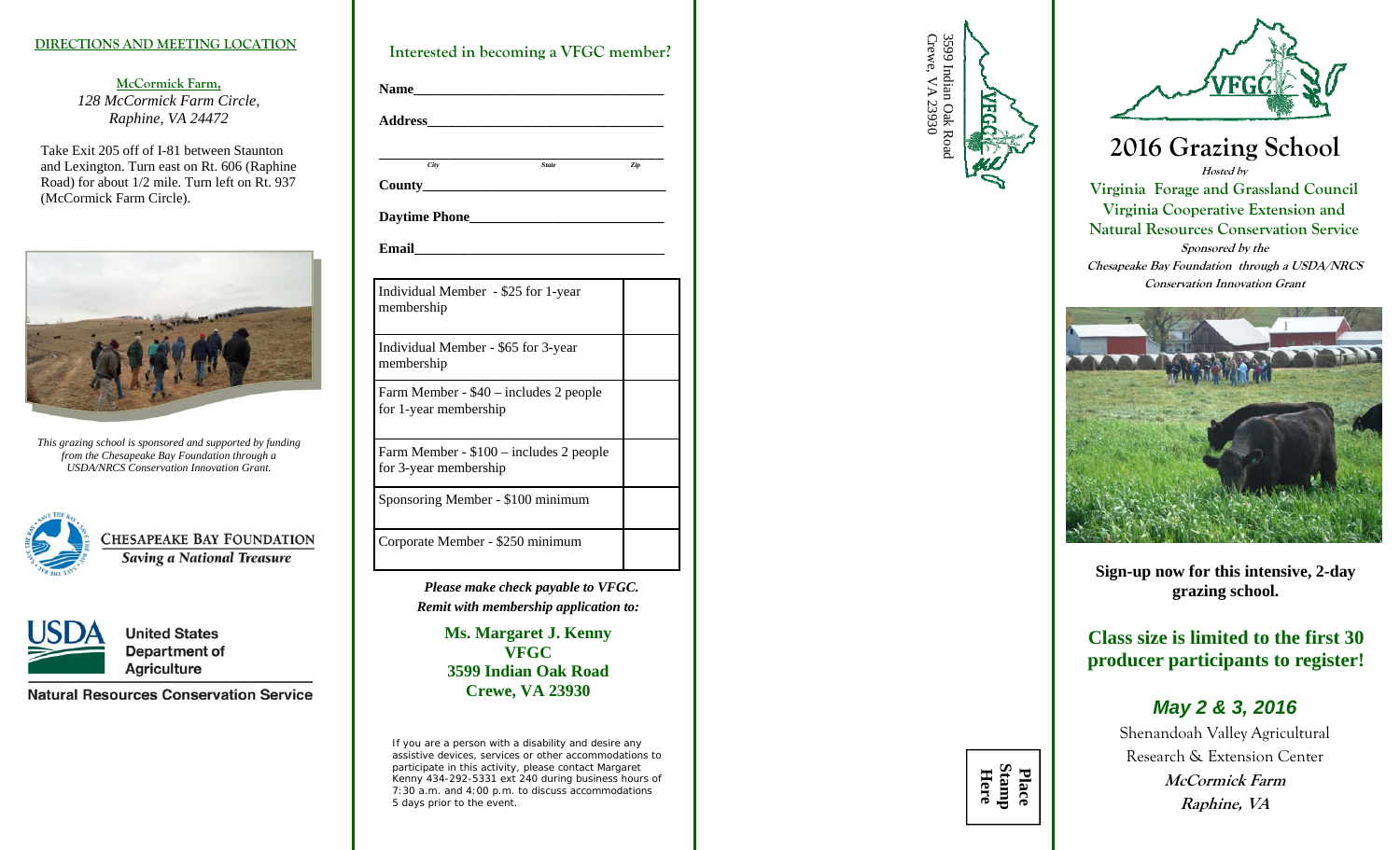## DIRECTIONS AND MEETING LOCATION

**McCormick Farm,**
*128 McCormick Farm Circle,*
*Raphine, VA 24472*

Take Exit 205 off of I-81 between Staunton and Lexington. Turn east on Rt. 606 (Raphine Road) for about 1/2 mile. Turn left on Rt. 937 (McCormick Farm Circle).

*This grazing school is sponsored and supported by funding from the Chesapeake Bay Foundation through a USDA/NRCS Conservation Innovation Grant.*

CHESAPEAKE BAY FOUNDATION
*Saving a National Treasure*

USDA United States Department of Agriculture
Natural Resources Conservation Service

## Interested in becoming a VFGC member?

**Name**\_\_\_\_\_\_\_\_\_\_\_\_\_\_\_\_\_\_\_\_\_\_\_\_\_\_\_\_\_\_\_\_\_\_\_\_

**Address**\_\_\_\_\_\_\_\_\_\_\_\_\_\_\_\_\_\_\_\_\_\_\_\_\_\_\_\_\_\_\_\_\_\_

\_\_\_\_\_\_\_\_\_\_\_\_\_\_\_\_\_\_\_\_\_\_\_\_\_\_\_\_\_\_\_\_\_\_\_\_\_\_\_\_\_\_
City State Zip

**County**\_\_\_\_\_\_\_\_\_\_\_\_\_\_\_\_\_\_\_\_\_\_\_\_\_\_\_\_\_\_\_\_\_\_\_

**Daytime Phone**\_\_\_\_\_\_\_\_\_\_\_\_\_\_\_\_\_\_\_\_\_\_\_\_\_\_\_\_

**Email**\_\_\_\_\_\_\_\_\_\_\_\_\_\_\_\_\_\_\_\_\_\_\_\_\_\_\_\_\_\_\_\_\_\_\_\_

| Membership | |
|---|---|
| Individual Member - $25 for 1-year membership | |
| Individual Member - $65 for 3-year membership | |
| Farm Member - $40 – includes 2 people for 1-year membership | |
| Farm Member - $100 – includes 2 people for 3-year membership | |
| Sponsoring Member - $100 minimum | |
| Corporate Member - $250 minimum | |

***Please make check payable to VFGC. Remit with membership application to:***

**Ms. Margaret J. Kenny**
**VFGC**
**3599 Indian Oak Road**
**Crewe, VA 23930**

If you are a person with a disability and desire any assistive devices, services or other accommodations to participate in this activity, please contact Margaret Kenny 434-292-5331 ext 240 during business hours of 7:30 a.m. and 4:00 p.m. to discuss accommodations 5 days prior to the event.

3599 Indian Oak Road
Crewe, VA 23930

Place Stamp Here

# 2016 Grazing School

*Hosted by*

**Virginia Forage and Grassland Council**
**Virginia Cooperative Extension and**
**Natural Resources Conservation Service**

*Sponsored by the*
*Chesapeake Bay Foundation through a USDA/NRCS Conservation Innovation Grant*

**Sign-up now for this intensive, 2-day grazing school.**

**Class size is limited to the first 30 producer participants to register!**

***May 2 & 3, 2016***

Shenandoah Valley Agricultural Research & Extension Center
***McCormick Farm***
***Raphine, VA***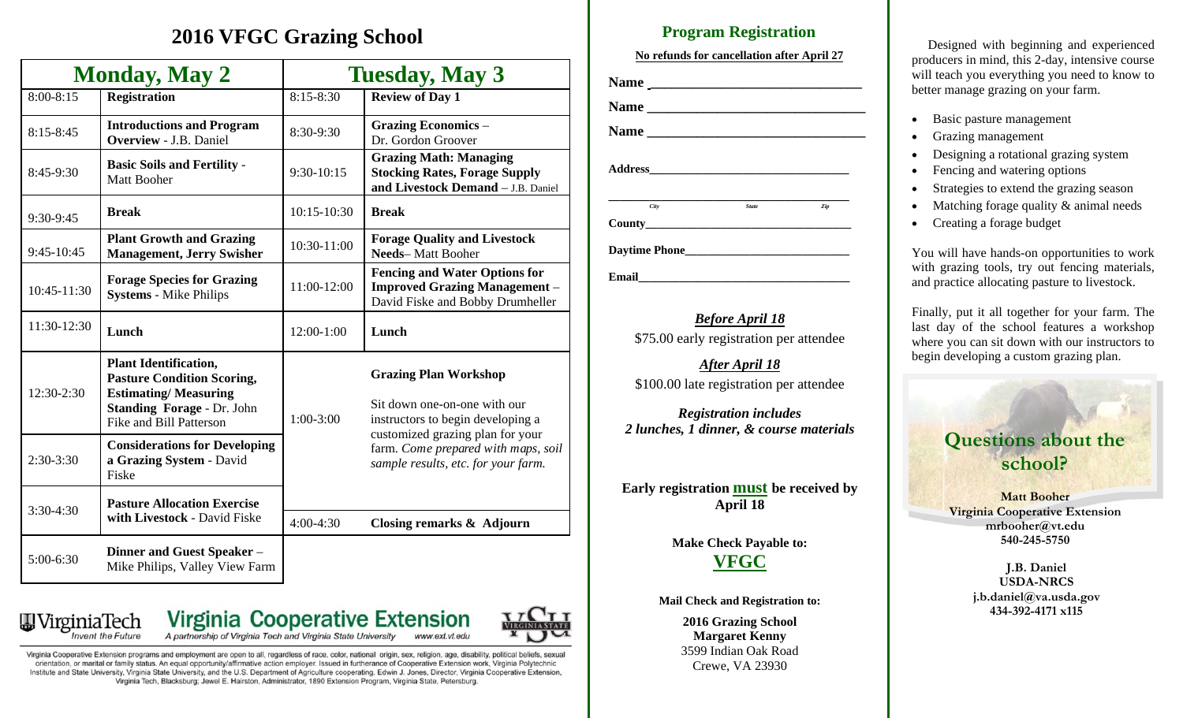# 2016 VFGC Grazing School

| Monday, May 2 | | Tuesday, May 3 | |
|---|---|---|---|
| 8:00-8:15 | **Registration** | 8:15-8:30 | **Review of Day 1** |
| 8:15-8:45 | **Introductions and Program Overview** - J.B. Daniel | 8:30-9:30 | **Grazing Economics** – Dr. Gordon Groover |
| 8:45-9:30 | **Basic Soils and Fertility** - Matt Booher | 9:30-10:15 | **Grazing Math: Managing Stocking Rates, Forage Supply and Livestock Demand** – J.B. Daniel |
| 9:30-9:45 | **Break** | 10:15-10:30 | **Break** |
| 9:45-10:45 | **Plant Growth and Grazing Management, Jerry Swisher** | 10:30-11:00 | **Forage Quality and Livestock Needs**– Matt Booher |
| 10:45-11:30 | **Forage Species for Grazing Systems** - Mike Philips | 11:00-12:00 | **Fencing and Water Options for Improved Grazing Management** – David Fiske and Bobby Drumheller |
| 11:30-12:30 | **Lunch** | 12:00-1:00 | **Lunch** |
| 12:30-2:30 | **Plant Identification, Pasture Condition Scoring, Estimating/ Measuring Standing Forage** - Dr. John Fike and Bill Patterson | 1:00-3:00 | **Grazing Plan Workshop** Sit down one-on-one with our instructors to begin developing a customized grazing plan for your farm. *Come prepared with maps, soil sample results, etc. for your farm.* |
| 2:30-3:30 | **Considerations for Developing a Grazing System** - David Fiske | | |
| 3:30-4:30 | **Pasture Allocation Exercise with Livestock** - David Fiske | 4:00-4:30 | **Closing remarks & Adjourn** |
| 5:00-6:30 | **Dinner and Guest Speaker** – Mike Philips, Valley View Farm | | |

Virginia Tech — Invent the Future

Virginia Cooperative Extension — A partnership of Virginia Tech and Virginia State University — www.ext.vt.edu

Virginia Cooperative Extension programs and employment are open to all, regardless of race, color, national origin, sex, religion, age, disability, political beliefs, sexual orientation, or marital or family status. An equal opportunity/affirmative action employer. Issued in furtherance of Cooperative Extension work, Virginia Polytechnic Institute and State University, Virginia State University, and the U.S. Department of Agriculture cooperating. Edwin J. Jones, Director, Virginia Cooperative Extension, Virginia Tech, Blacksburg; Jewel E. Hairston, Administrator, 1890 Extension Program, Virginia State, Petersburg.

## Program Registration

**No refunds for cancellation after April 27**

**Name** ______________________________

**Name** ______________________________

**Name** ______________________________

**Address**______________________________

______________________________
City State Zip

**County**______________________________

**Daytime Phone**______________________________

**Email**______________________________

***Before April 18***

$75.00 early registration per attendee

***After April 18***

$100.00 late registration per attendee

***Registration includes 2 lunches, 1 dinner, & course materials***

**Early registration must be received by April 18**

**Make Check Payable to:**

**VFGC**

**Mail Check and Registration to:**

**2016 Grazing School**
**Margaret Kenny**
3599 Indian Oak Road
Crewe, VA 23930

Designed with beginning and experienced producers in mind, this 2-day, intensive course will teach you everything you need to know to better manage grazing on your farm.

- Basic pasture management
- Grazing management
- Designing a rotational grazing system
- Fencing and watering options
- Strategies to extend the grazing season
- Matching forage quality & animal needs
- Creating a forage budget

You will have hands-on opportunities to work with grazing tools, try out fencing materials, and practice allocating pasture to livestock.

Finally, put it all together for your farm. The last day of the school features a workshop where you can sit down with our instructors to begin developing a custom grazing plan.

## Questions about the school?

**Matt Booher**
**Virginia Cooperative Extension**
**mrbooher@vt.edu**
**540-245-5750**

**J.B. Daniel**
**USDA-NRCS**
**j.b.daniel@va.usda.gov**
**434-392-4171 x115**